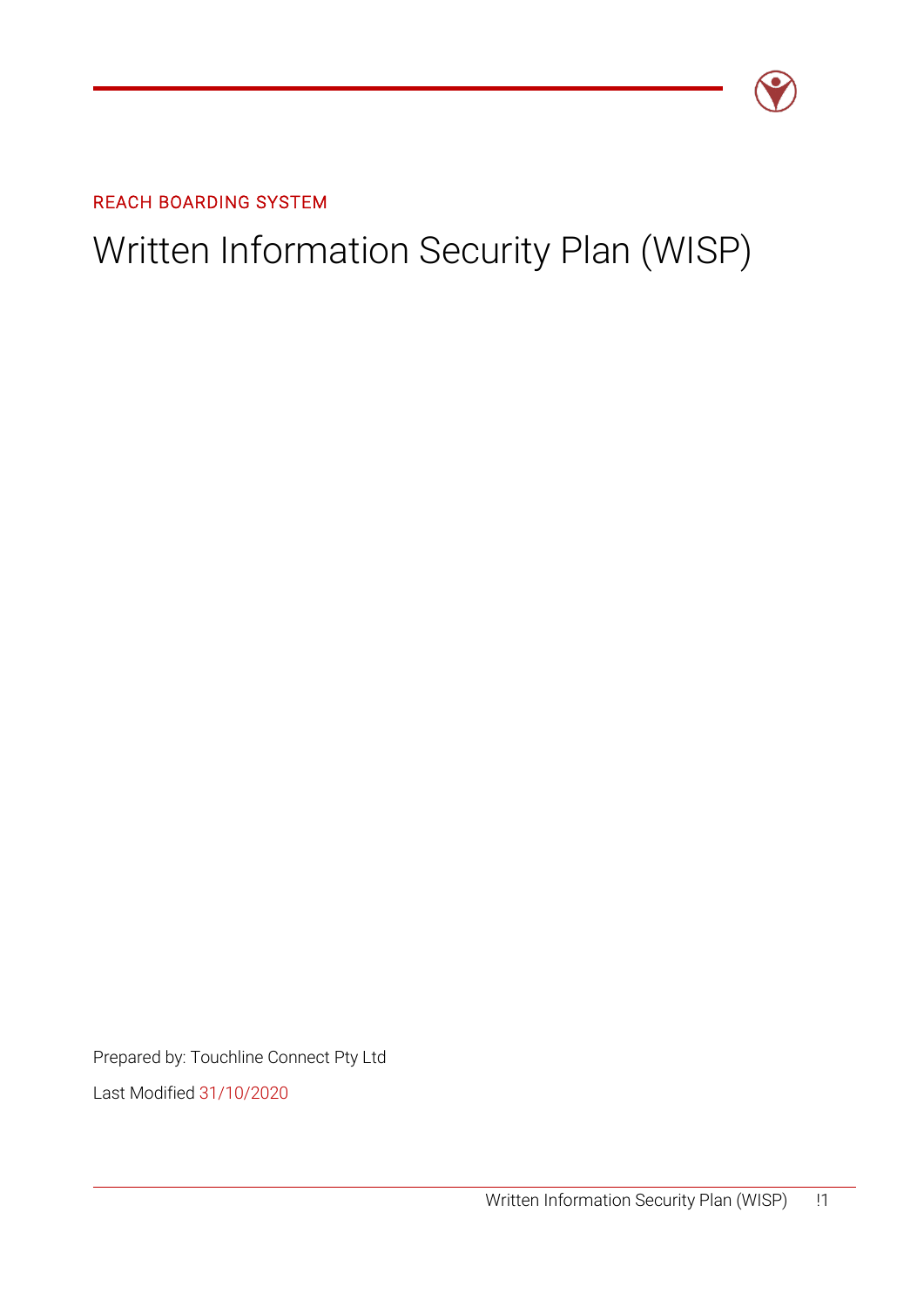REACH BOARDING SYSTEM

# Written Information Security Plan (WISP)

Prepared by: Touchline Connect Pty Ltd

Last Modified 31/10/2020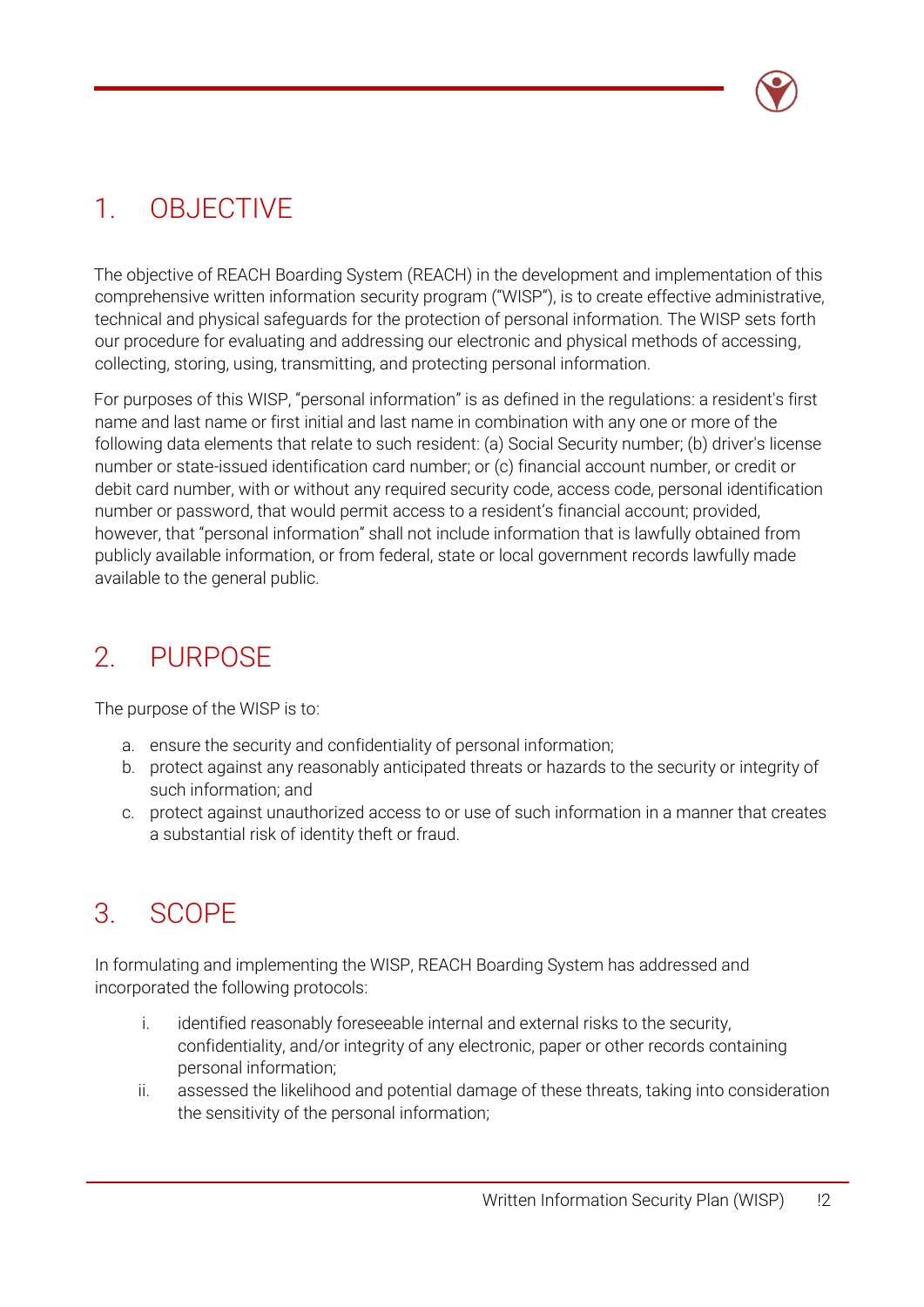# 1. OBJECTIVE

The objective of REACH Boarding System (REACH) in the development and implementation of this comprehensive written information security program ("WISP"), is to create effective administrative, technical and physical safeguards for the protection of personal information. The WISP sets forth our procedure for evaluating and addressing our electronic and physical methods of accessing, collecting, storing, using, transmitting, and protecting personal information.

For purposes of this WISP, "personal information" is as defined in the regulations: a resident's first name and last name or first initial and last name in combination with any one or more of the following data elements that relate to such resident: (a) Social Security number; (b) driver's license number or state-issued identification card number; or (c) financial account number, or credit or debit card number, with or without any required security code, access code, personal identification number or password, that would permit access to a resident's financial account; provided, however, that "personal information" shall not include information that is lawfully obtained from publicly available information, or from federal, state or local government records lawfully made available to the general public.

# 2. PURPOSE

The purpose of the WISP is to:

a. ensure the security and confidentiality of personal information;
b. protect against any reasonably anticipated threats or hazards to the security or integrity of such information; and
c. protect against unauthorized access to or use of such information in a manner that creates a substantial risk of identity theft or fraud.

# 3. SCOPE

In formulating and implementing the WISP, REACH Boarding System has addressed and incorporated the following protocols:

i. identified reasonably foreseeable internal and external risks to the security, confidentiality, and/or integrity of any electronic, paper or other records containing personal information;
ii. assessed the likelihood and potential damage of these threats, taking into consideration the sensitivity of the personal information;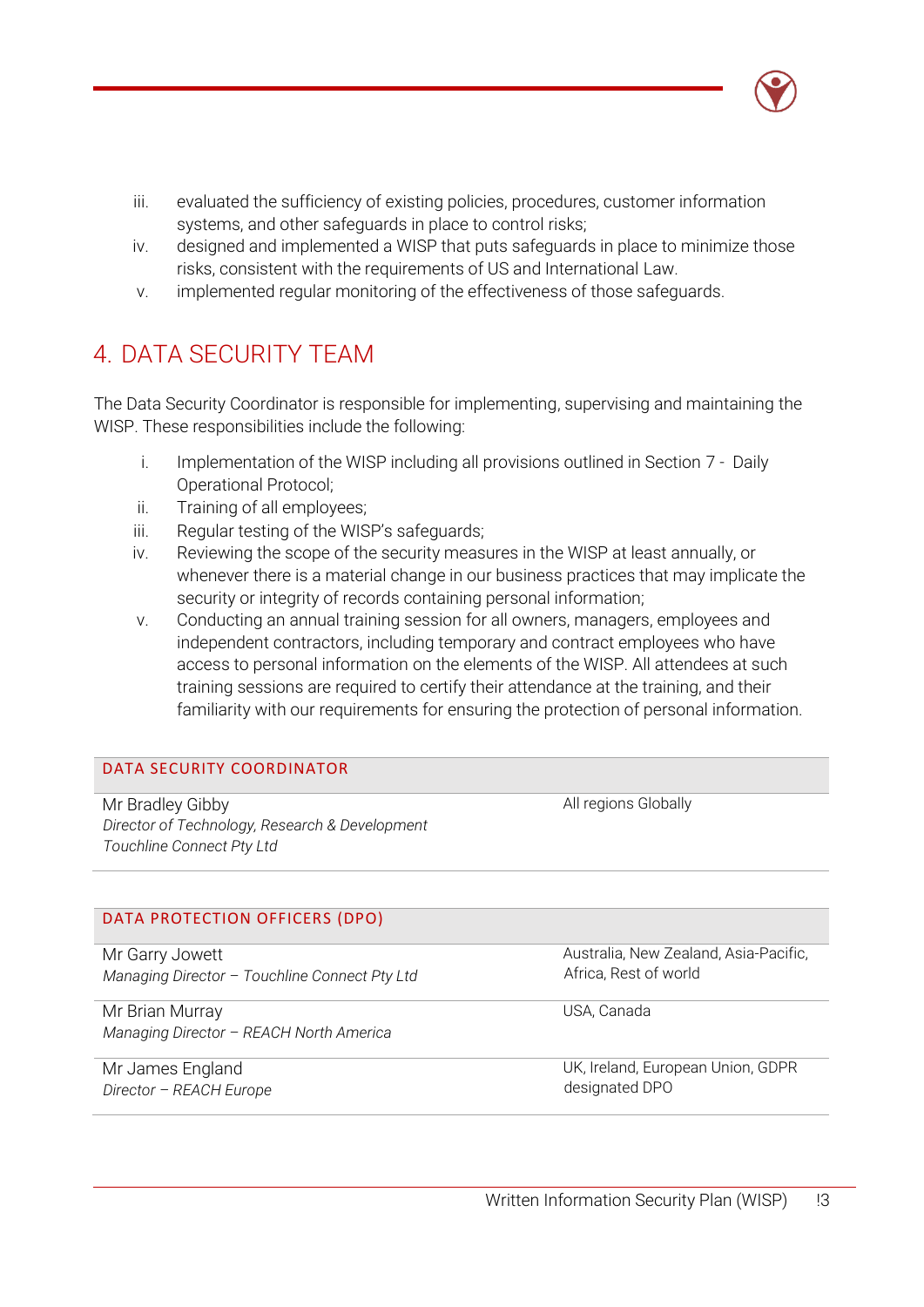iii. evaluated the sufficiency of existing policies, procedures, customer information systems, and other safeguards in place to control risks;
iv. designed and implemented a WISP that puts safeguards in place to minimize those risks, consistent with the requirements of US and International Law.
v. implemented regular monitoring of the effectiveness of those safeguards.

## 4. DATA SECURITY TEAM

The Data Security Coordinator is responsible for implementing, supervising and maintaining the WISP. These responsibilities include the following:

i. Implementation of the WISP including all provisions outlined in Section 7 - Daily Operational Protocol;
ii. Training of all employees;
iii. Regular testing of the WISP's safeguards;
iv. Reviewing the scope of the security measures in the WISP at least annually, or whenever there is a material change in our business practices that may implicate the security or integrity of records containing personal information;
v. Conducting an annual training session for all owners, managers, employees and independent contractors, including temporary and contract employees who have access to personal information on the elements of the WISP. All attendees at such training sessions are required to certify their attendance at the training, and their familiarity with our requirements for ensuring the protection of personal information.

| DATA SECURITY COORDINATOR | |
|---|---|
| Mr Bradley Gibby<br>*Director of Technology, Research & Development*<br>*Touchline Connect Pty Ltd* | All regions Globally |

| DATA PROTECTION OFFICERS (DPO) | |
|---|---|
| Mr Garry Jowett<br>*Managing Director – Touchline Connect Pty Ltd* | Australia, New Zealand, Asia-Pacific, Africa, Rest of world |
| Mr Brian Murray<br>*Managing Director – REACH North America* | USA, Canada |
| Mr James England<br>*Director – REACH Europe* | UK, Ireland, European Union, GDPR designated DPO |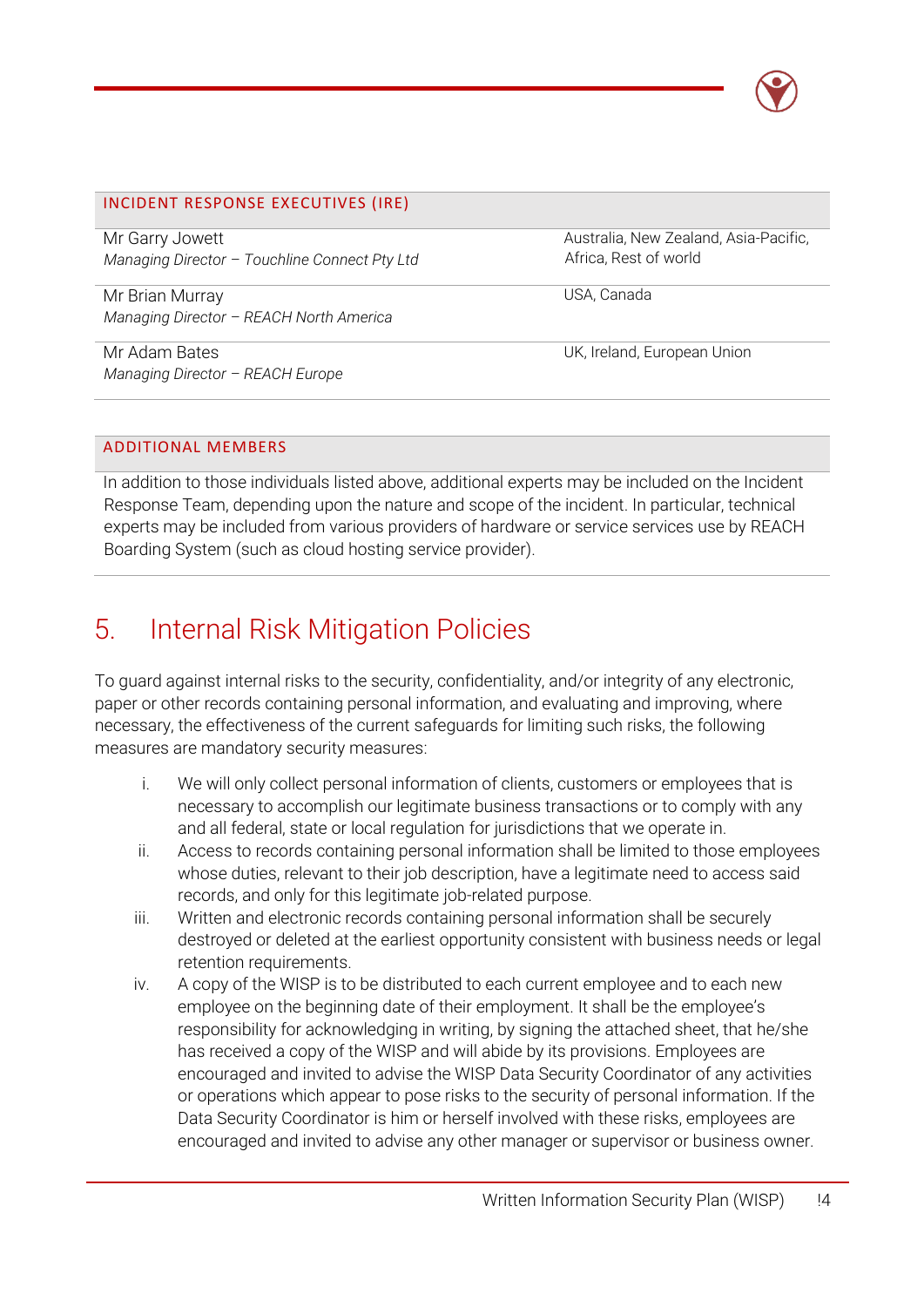| INCIDENT RESPONSE EXECUTIVES (IRE) | |
| --- | --- |
| Mr Garry Jowett<br>*Managing Director – Touchline Connect Pty Ltd* | Australia, New Zealand, Asia-Pacific, Africa, Rest of world |
| Mr Brian Murray<br>*Managing Director – REACH North America* | USA, Canada |
| Mr Adam Bates<br>*Managing Director – REACH Europe* | UK, Ireland, European Union |

| ADDITIONAL MEMBERS |
| --- |
| In addition to those individuals listed above, additional experts may be included on the Incident Response Team, depending upon the nature and scope of the incident. In particular, technical experts may be included from various providers of hardware or service services use by REACH Boarding System (such as cloud hosting service provider). |

## 5. Internal Risk Mitigation Policies

To guard against internal risks to the security, confidentiality, and/or integrity of any electronic, paper or other records containing personal information, and evaluating and improving, where necessary, the effectiveness of the current safeguards for limiting such risks, the following measures are mandatory security measures:

i. We will only collect personal information of clients, customers or employees that is necessary to accomplish our legitimate business transactions or to comply with any and all federal, state or local regulation for jurisdictions that we operate in.
ii. Access to records containing personal information shall be limited to those employees whose duties, relevant to their job description, have a legitimate need to access said records, and only for this legitimate job-related purpose.
iii. Written and electronic records containing personal information shall be securely destroyed or deleted at the earliest opportunity consistent with business needs or legal retention requirements.
iv. A copy of the WISP is to be distributed to each current employee and to each new employee on the beginning date of their employment. It shall be the employee's responsibility for acknowledging in writing, by signing the attached sheet, that he/she has received a copy of the WISP and will abide by its provisions. Employees are encouraged and invited to advise the WISP Data Security Coordinator of any activities or operations which appear to pose risks to the security of personal information. If the Data Security Coordinator is him or herself involved with these risks, employees are encouraged and invited to advise any other manager or supervisor or business owner.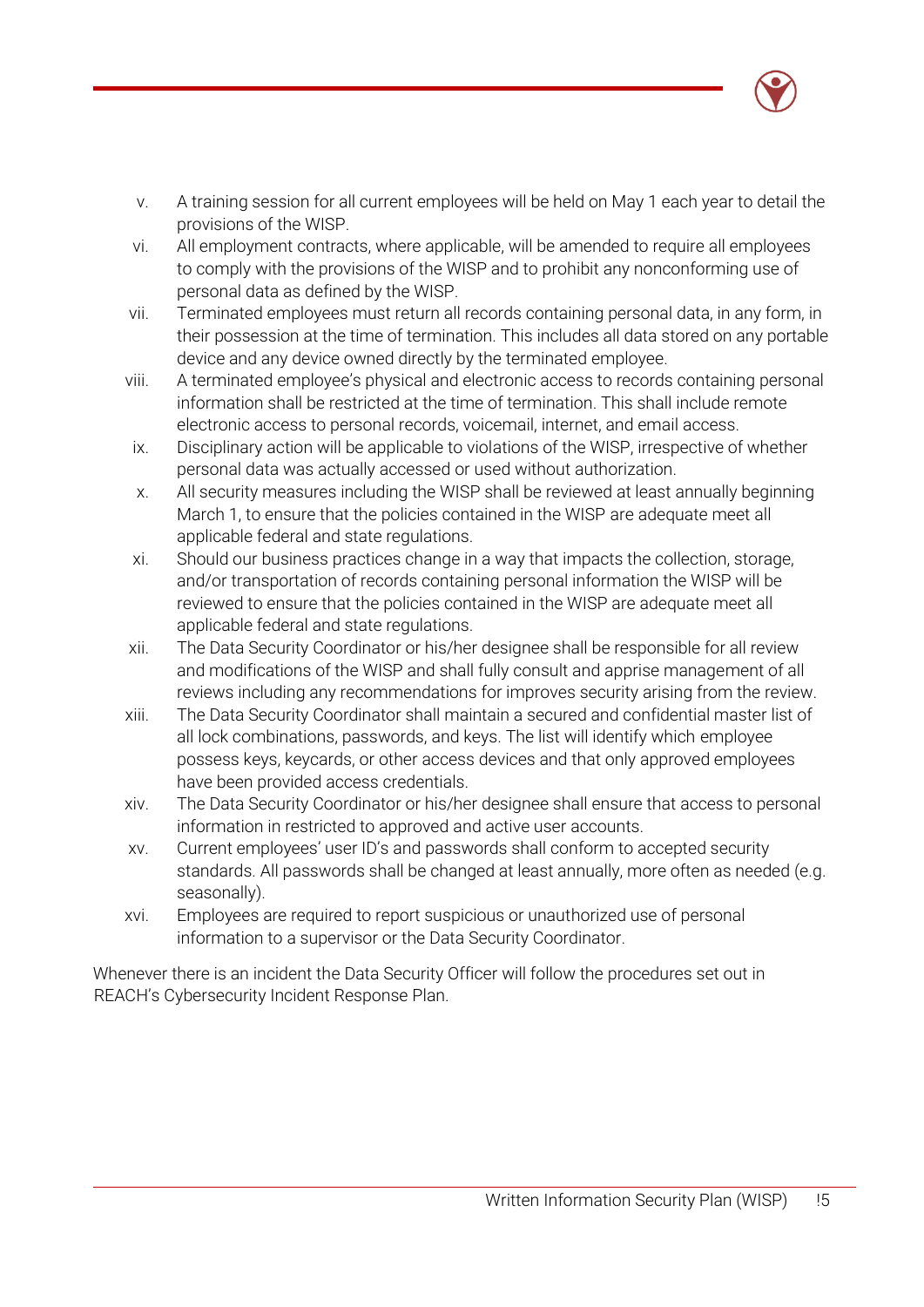v. A training session for all current employees will be held on May 1 each year to detail the provisions of the WISP.

vi. All employment contracts, where applicable, will be amended to require all employees to comply with the provisions of the WISP and to prohibit any nonconforming use of personal data as defined by the WISP.

vii. Terminated employees must return all records containing personal data, in any form, in their possession at the time of termination. This includes all data stored on any portable device and any device owned directly by the terminated employee.

viii. A terminated employee's physical and electronic access to records containing personal information shall be restricted at the time of termination. This shall include remote electronic access to personal records, voicemail, internet, and email access.

ix. Disciplinary action will be applicable to violations of the WISP, irrespective of whether personal data was actually accessed or used without authorization.

x. All security measures including the WISP shall be reviewed at least annually beginning March 1, to ensure that the policies contained in the WISP are adequate meet all applicable federal and state regulations.

xi. Should our business practices change in a way that impacts the collection, storage, and/or transportation of records containing personal information the WISP will be reviewed to ensure that the policies contained in the WISP are adequate meet all applicable federal and state regulations.

xii. The Data Security Coordinator or his/her designee shall be responsible for all review and modifications of the WISP and shall fully consult and apprise management of all reviews including any recommendations for improves security arising from the review.

xiii. The Data Security Coordinator shall maintain a secured and confidential master list of all lock combinations, passwords, and keys. The list will identify which employee possess keys, keycards, or other access devices and that only approved employees have been provided access credentials.

xiv. The Data Security Coordinator or his/her designee shall ensure that access to personal information in restricted to approved and active user accounts.

xv. Current employees' user ID's and passwords shall conform to accepted security standards. All passwords shall be changed at least annually, more often as needed (e.g. seasonally).

xvi. Employees are required to report suspicious or unauthorized use of personal information to a supervisor or the Data Security Coordinator.

Whenever there is an incident the Data Security Officer will follow the procedures set out in REACH's Cybersecurity Incident Response Plan.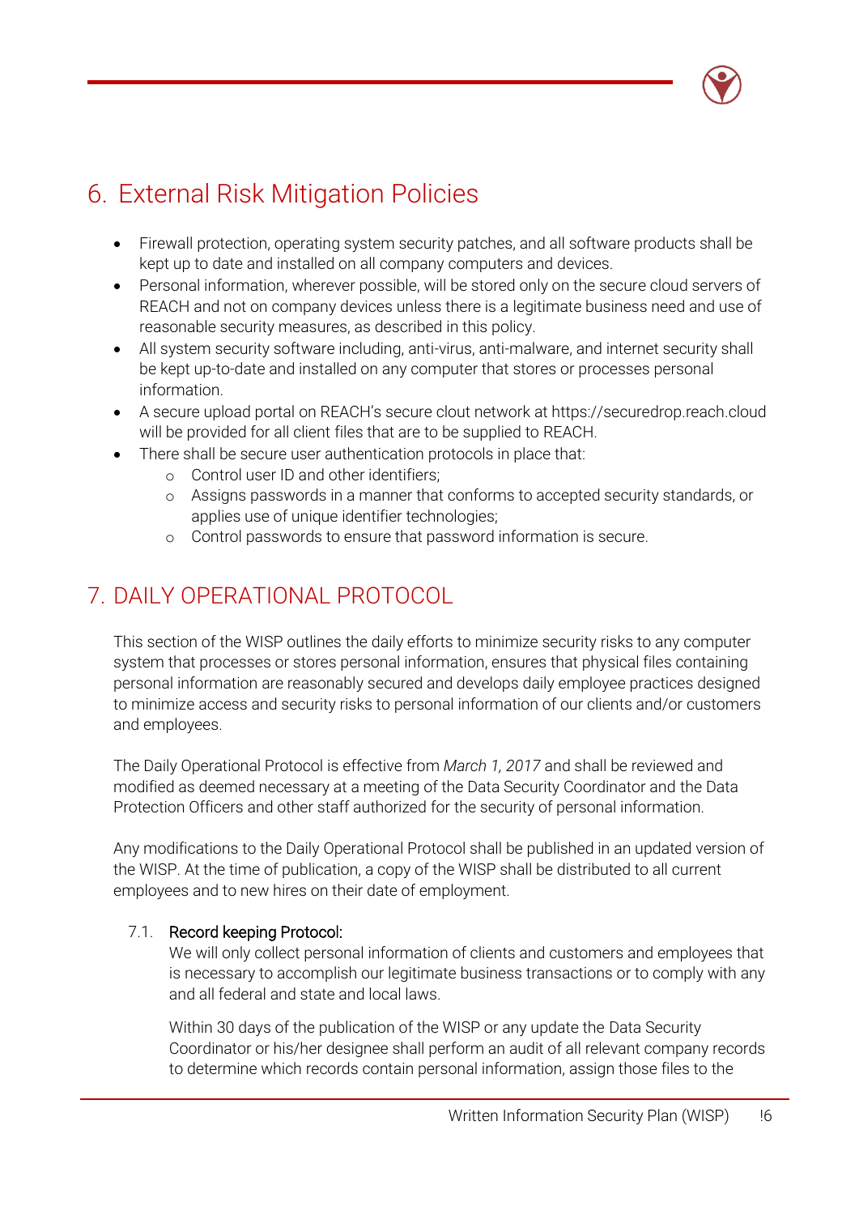# 6. External Risk Mitigation Policies

- Firewall protection, operating system security patches, and all software products shall be kept up to date and installed on all company computers and devices.
- Personal information, wherever possible, will be stored only on the secure cloud servers of REACH and not on company devices unless there is a legitimate business need and use of reasonable security measures, as described in this policy.
- All system security software including, anti-virus, anti-malware, and internet security shall be kept up-to-date and installed on any computer that stores or processes personal information.
- A secure upload portal on REACH's secure clout network at https://securedrop.reach.cloud will be provided for all client files that are to be supplied to REACH.
- There shall be secure user authentication protocols in place that:
    - Control user ID and other identifiers;
    - Assigns passwords in a manner that conforms to accepted security standards, or applies use of unique identifier technologies;
    - Control passwords to ensure that password information is secure.

# 7. DAILY OPERATIONAL PROTOCOL

This section of the WISP outlines the daily efforts to minimize security risks to any computer system that processes or stores personal information, ensures that physical files containing personal information are reasonably secured and develops daily employee practices designed to minimize access and security risks to personal information of our clients and/or customers and employees.

The Daily Operational Protocol is effective from *March 1, 2017* and shall be reviewed and modified as deemed necessary at a meeting of the Data Security Coordinator and the Data Protection Officers and other staff authorized for the security of personal information.

Any modifications to the Daily Operational Protocol shall be published in an updated version of the WISP. At the time of publication, a copy of the WISP shall be distributed to all current employees and to new hires on their date of employment.

## 7.1. Record keeping Protocol:

We will only collect personal information of clients and customers and employees that is necessary to accomplish our legitimate business transactions or to comply with any and all federal and state and local laws.

Within 30 days of the publication of the WISP or any update the Data Security Coordinator or his/her designee shall perform an audit of all relevant company records to determine which records contain personal information, assign those files to the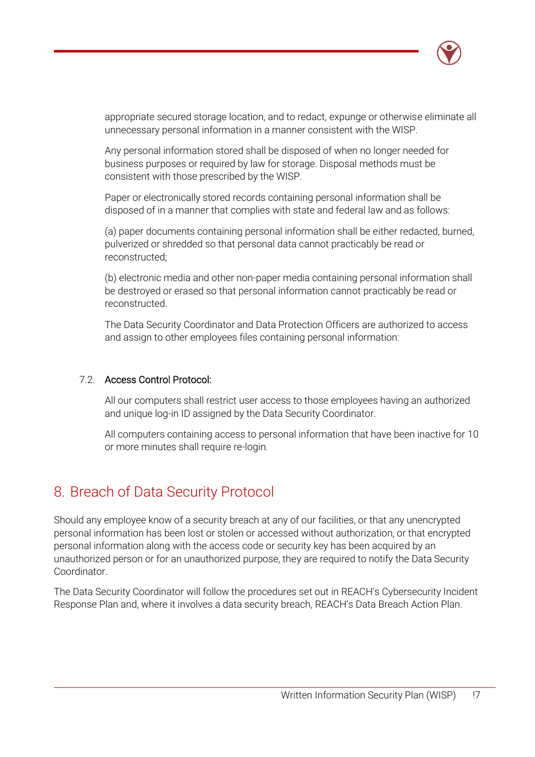appropriate secured storage location, and to redact, expunge or otherwise eliminate all unnecessary personal information in a manner consistent with the WISP.

Any personal information stored shall be disposed of when no longer needed for business purposes or required by law for storage. Disposal methods must be consistent with those prescribed by the WISP.

Paper or electronically stored records containing personal information shall be disposed of in a manner that complies with state and federal law and as follows:

(a) paper documents containing personal information shall be either redacted, burned, pulverized or shredded so that personal data cannot practicably be read or reconstructed;

(b) electronic media and other non-paper media containing personal information shall be destroyed or erased so that personal information cannot practicably be read or reconstructed.

The Data Security Coordinator and Data Protection Officers are authorized to access and assign to other employees files containing personal information:

### 7.2. Access Control Protocol:

All our computers shall restrict user access to those employees having an authorized and unique log-in ID assigned by the Data Security Coordinator.

All computers containing access to personal information that have been inactive for 10 or more minutes shall require re-login.

## 8. Breach of Data Security Protocol

Should any employee know of a security breach at any of our facilities, or that any unencrypted personal information has been lost or stolen or accessed without authorization, or that encrypted personal information along with the access code or security key has been acquired by an unauthorized person or for an unauthorized purpose, they are required to notify the Data Security Coordinator.

The Data Security Coordinator will follow the procedures set out in REACH's Cybersecurity Incident Response Plan and, where it involves a data security breach, REACH's Data Breach Action Plan.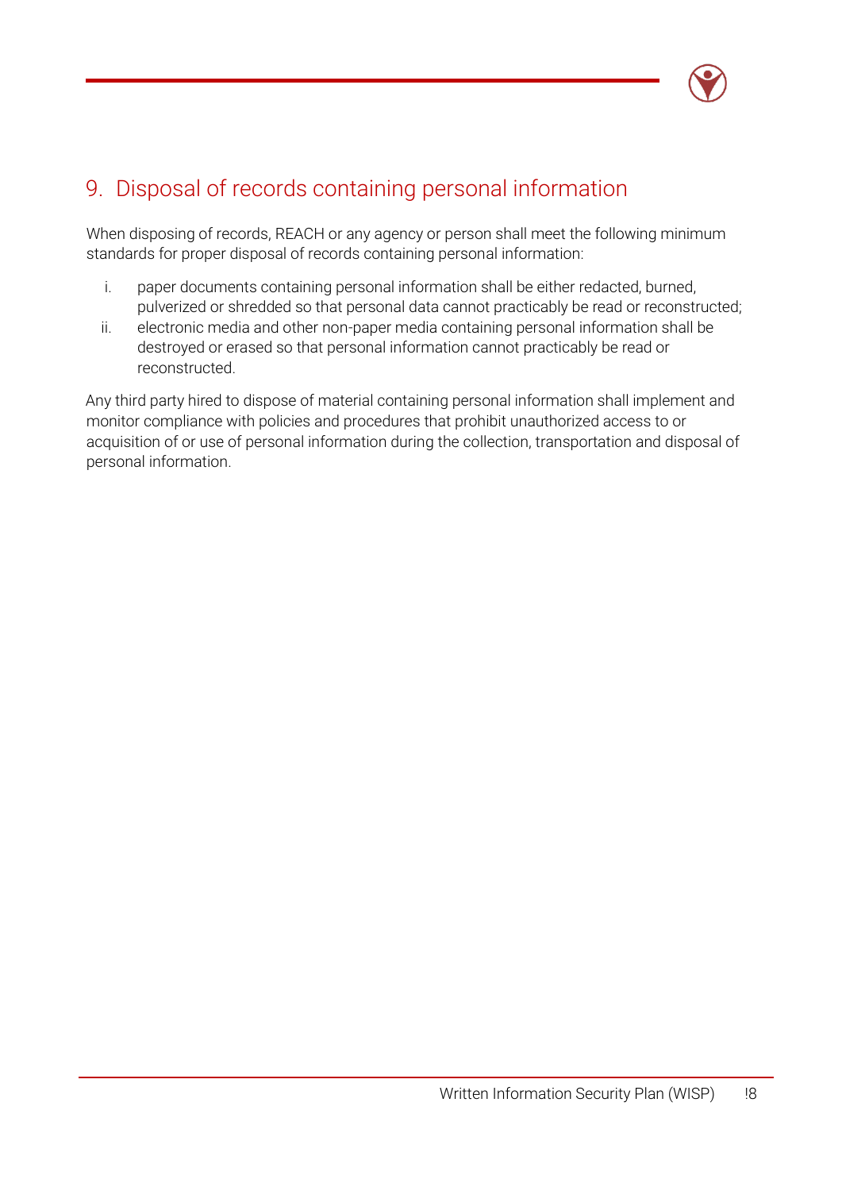## 9. Disposal of records containing personal information

When disposing of records, REACH or any agency or person shall meet the following minimum standards for proper disposal of records containing personal information:

i. paper documents containing personal information shall be either redacted, burned, pulverized or shredded so that personal data cannot practicably be read or reconstructed;
ii. electronic media and other non-paper media containing personal information shall be destroyed or erased so that personal information cannot practicably be read or reconstructed.

Any third party hired to dispose of material containing personal information shall implement and monitor compliance with policies and procedures that prohibit unauthorized access to or acquisition of or use of personal information during the collection, transportation and disposal of personal information.